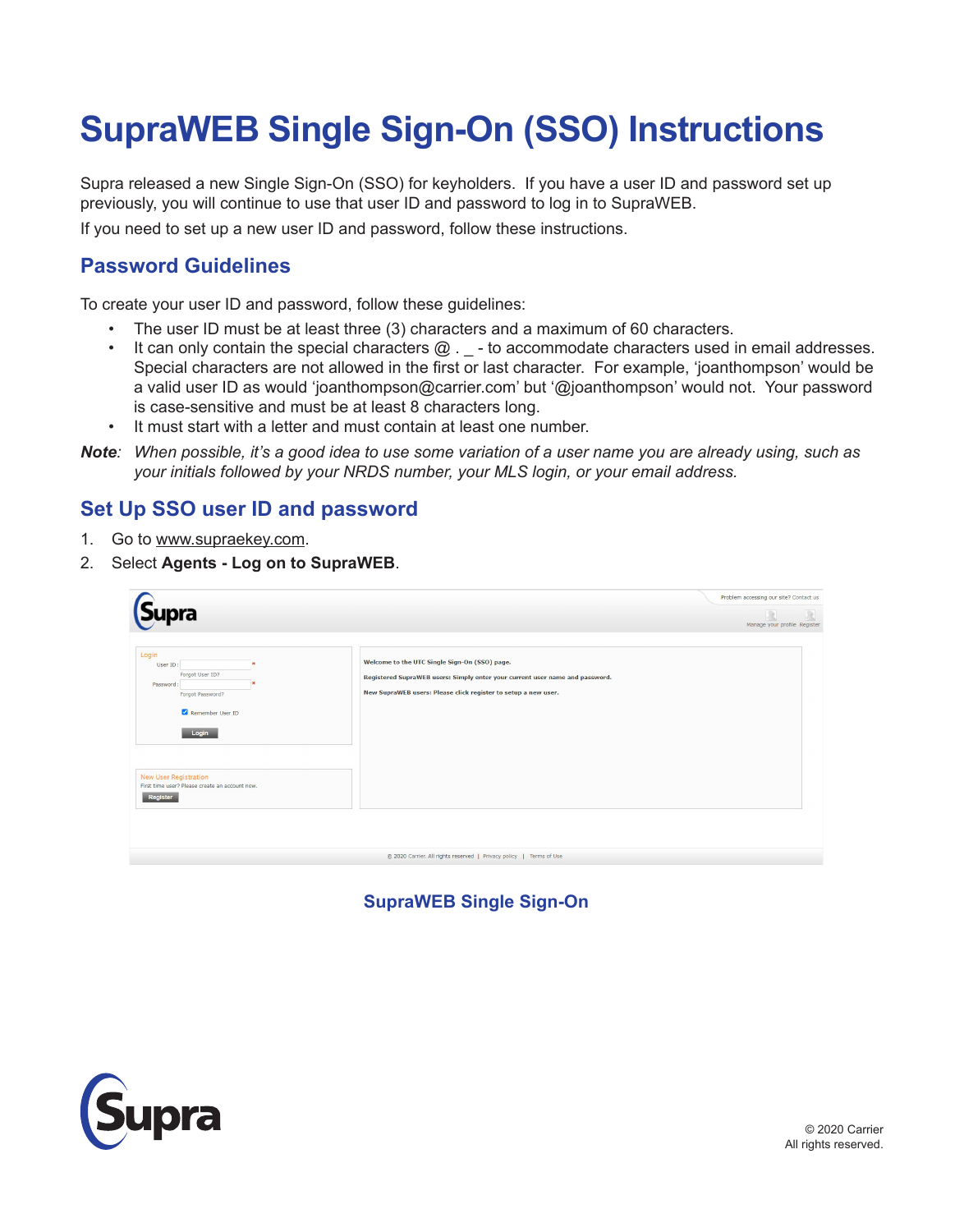# SupraWEB Single Sign-On (SSO) Instructions

Supra released a new Single Sign-On (SSO) for keyholders. If you have a user ID and password set up previously, you will continue to use that user ID and password to log in to SupraWEB.

If you need to set up a new user ID and password, follow these instructions.

## Password Guidelines

To create your user ID and password, follow these guidelines:

- The user ID must be at least three (3) characters and a maximum of 60 characters.
- It can only contain the special characters @ . _ - to accommodate characters used in email addresses. Special characters are not allowed in the first or last character. For example, 'joanthompson' would be a valid user ID as would 'joanthompson@carrier.com' but '@joanthompson' would not. Your password is case-sensitive and must be at least 8 characters long.
- It must start with a letter and must contain at least one number.

***Note**: When possible, it's a good idea to use some variation of a user name you are already using, such as your initials followed by your NRDS number, your MLS login, or your email address.*

## Set Up SSO user ID and password

1. Go to www.supraekey.com.
2. Select **Agents - Log on to SupraWEB**.

**SupraWEB Single Sign-On**

© 2020 Carrier
All rights reserved.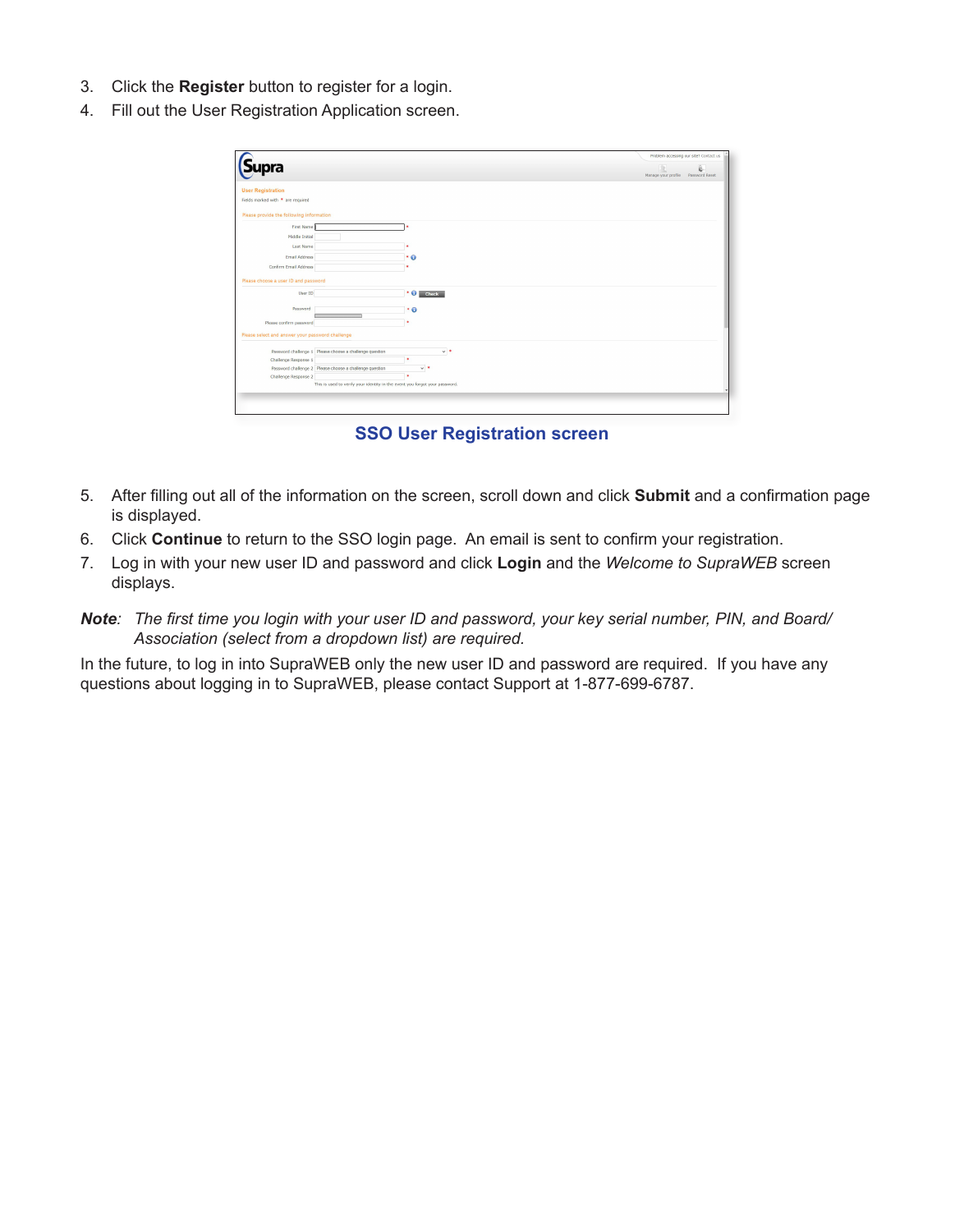3. Click the **Register** button to register for a login.
4. Fill out the User Registration Application screen.

SSO User Registration screen

5. After filling out all of the information on the screen, scroll down and click **Submit** and a confirmation page is displayed.
6. Click **Continue** to return to the SSO login page. An email is sent to confirm your registration.
7. Log in with your new user ID and password and click **Login** and the *Welcome to SupraWEB* screen displays.

***Note****: The first time you login with your user ID and password, your key serial number, PIN, and Board/ Association (select from a dropdown list) are required.*

In the future, to log in into SupraWEB only the new user ID and password are required. If you have any questions about logging in to SupraWEB, please contact Support at 1-877-699-6787.